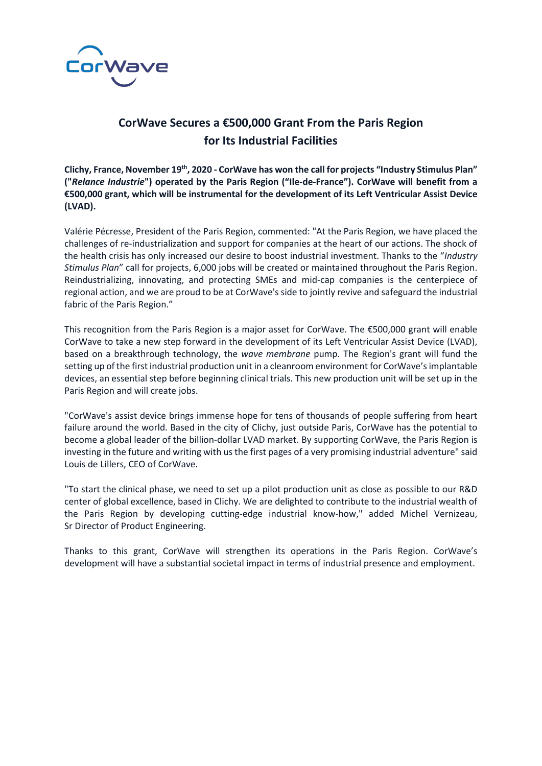CorWave

# CorWave Secures a €500,000 Grant From the Paris Region for Its Industrial Facilities

**Clichy, France, November 19th, 2020 - CorWave has won the call for projects "Industry Stimulus Plan" ("*Relance Industrie*") operated by the Paris Region ("Ile-de-France"). CorWave will benefit from a €500,000 grant, which will be instrumental for the development of its Left Ventricular Assist Device (LVAD).**

Valérie Pécresse, President of the Paris Region, commented: "At the Paris Region, we have placed the challenges of re-industrialization and support for companies at the heart of our actions. The shock of the health crisis has only increased our desire to boost industrial investment. Thanks to the "*Industry Stimulus Plan*" call for projects, 6,000 jobs will be created or maintained throughout the Paris Region. Reindustrializing, innovating, and protecting SMEs and mid-cap companies is the centerpiece of regional action, and we are proud to be at CorWave's side to jointly revive and safeguard the industrial fabric of the Paris Region."

This recognition from the Paris Region is a major asset for CorWave. The €500,000 grant will enable CorWave to take a new step forward in the development of its Left Ventricular Assist Device (LVAD), based on a breakthrough technology, the *wave membrane* pump. The Region's grant will fund the setting up of the first industrial production unit in a cleanroom environment for CorWave's implantable devices, an essential step before beginning clinical trials. This new production unit will be set up in the Paris Region and will create jobs.

"CorWave's assist device brings immense hope for tens of thousands of people suffering from heart failure around the world. Based in the city of Clichy, just outside Paris, CorWave has the potential to become a global leader of the billion-dollar LVAD market. By supporting CorWave, the Paris Region is investing in the future and writing with us the first pages of a very promising industrial adventure" said Louis de Lillers, CEO of CorWave.

"To start the clinical phase, we need to set up a pilot production unit as close as possible to our R&D center of global excellence, based in Clichy. We are delighted to contribute to the industrial wealth of the Paris Region by developing cutting-edge industrial know-how," added Michel Vernizeau, Sr Director of Product Engineering.

Thanks to this grant, CorWave will strengthen its operations in the Paris Region. CorWave's development will have a substantial societal impact in terms of industrial presence and employment.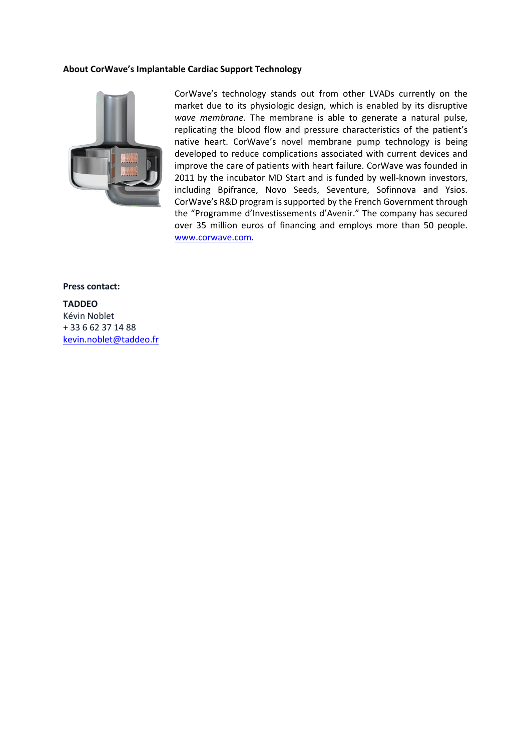**About CorWave's Implantable Cardiac Support Technology**

CorWave's technology stands out from other LVADs currently on the market due to its physiologic design, which is enabled by its disruptive *wave membrane*. The membrane is able to generate a natural pulse, replicating the blood flow and pressure characteristics of the patient's native heart. CorWave's novel membrane pump technology is being developed to reduce complications associated with current devices and improve the care of patients with heart failure. CorWave was founded in 2011 by the incubator MD Start and is funded by well-known investors, including Bpifrance, Novo Seeds, Seventure, Sofinnova and Ysios. CorWave's R&D program is supported by the French Government through the "Programme d'Investissements d'Avenir." The company has secured over 35 million euros of financing and employs more than 50 people. [www.corwave.com](http://www.corwave.com).

**Press contact:**

**TADDEO**
Kévin Noblet
+ 33 6 62 37 14 88
[kevin.noblet@taddeo.fr](mailto:kevin.noblet@taddeo.fr)